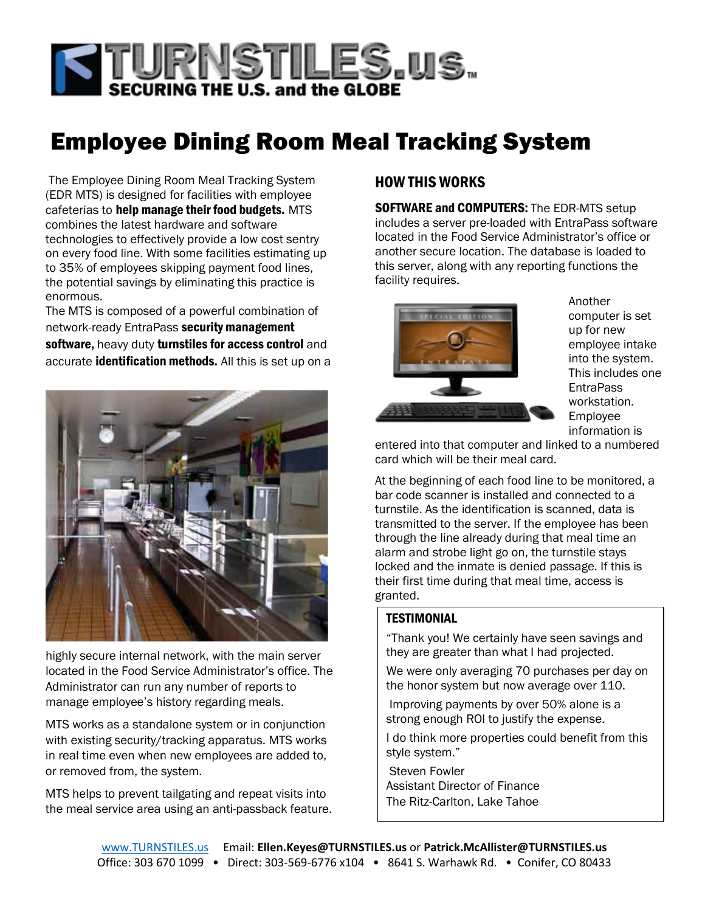# TURNSTILES.us

**SECURING THE U.S. and the GLOBE**

# Employee Dining Room Meal Tracking System

The Employee Dining Room Meal Tracking System (EDR MTS) is designed for facilities with employee cafeterias to **help manage their food budgets.** MTS combines the latest hardware and software technologies to effectively provide a low cost sentry on every food line. With some facilities estimating up to 35% of employees skipping payment food lines, the potential savings by eliminating this practice is enormous.

The MTS is composed of a powerful combination of network-ready EntraPass **security management software,** heavy duty **turnstiles for access control** and accurate **identification methods.** All this is set up on a highly secure internal network, with the main server located in the Food Service Administrator's office. The Administrator can run any number of reports to manage employee's history regarding meals.

MTS works as a standalone system or in conjunction with existing security/tracking apparatus. MTS works in real time even when new employees are added to, or removed from, the system.

MTS helps to prevent tailgating and repeat visits into the meal service area using an anti-passback feature.

## HOW THIS WORKS

**SOFTWARE and COMPUTERS:** The EDR-MTS setup includes a server pre-loaded with EntraPass software located in the Food Service Administrator's office or another secure location. The database is loaded to this server, along with any reporting functions the facility requires.

Another computer is set up for new employee intake into the system. This includes one EntraPass workstation. Employee information is entered into that computer and linked to a numbered card which will be their meal card.

At the beginning of each food line to be monitored, a bar code scanner is installed and connected to a turnstile. As the identification is scanned, data is transmitted to the server. If the employee has been through the line already during that meal time an alarm and strobe light go on, the turnstile stays locked and the inmate is denied passage. If this is their first time during that meal time, access is granted.

### TESTIMONIAL

"Thank you! We certainly have seen savings and they are greater than what I had projected.

We were only averaging 70 purchases per day on the honor system but now average over 110.

Improving payments by over 50% alone is a strong enough ROI to justify the expense.

I do think more properties could benefit from this style system."

Steven Fowler
Assistant Director of Finance
The Ritz-Carlton, Lake Tahoe

www.TURNSTILES.us Email: **Ellen.Keyes@TURNSTILES.us** or **Patrick.McAllister@TURNSTILES.us**
Office: 303 670 1099 • Direct: 303-569-6776 x104 • 8641 S. Warhawk Rd. • Conifer, CO 80433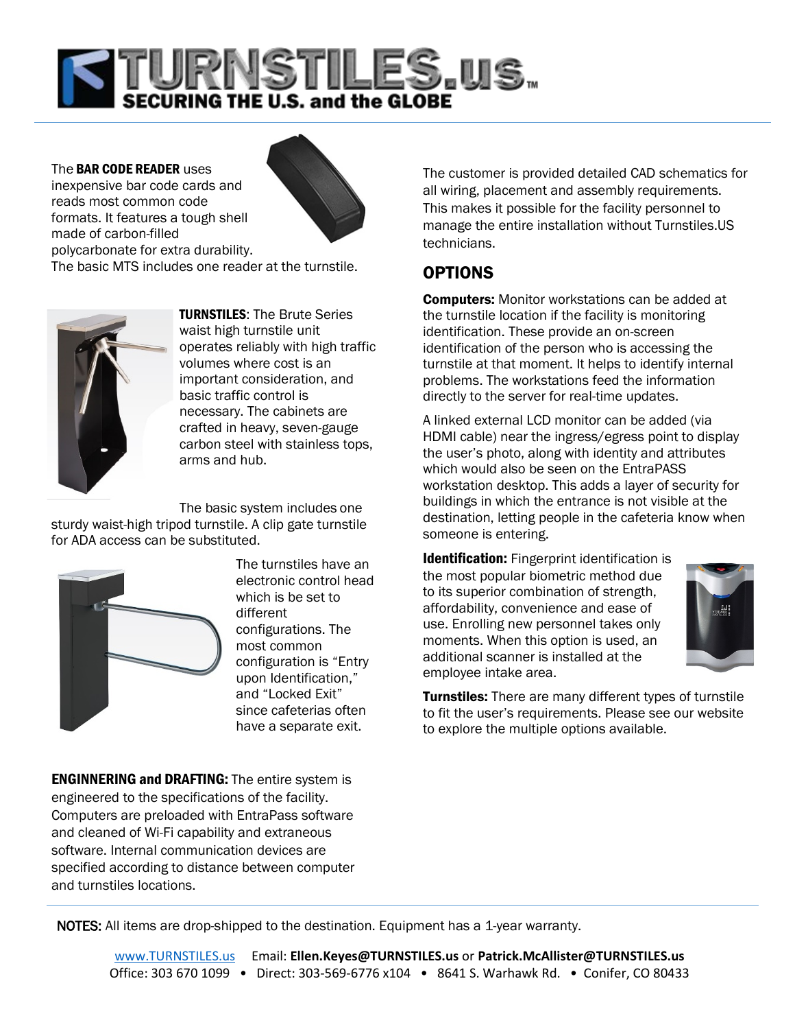**TURNSTILES.us**
**SECURING THE U.S. and the GLOBE**

The **BAR CODE READER** uses inexpensive bar code cards and reads most common code formats. It features a tough shell made of carbon-filled polycarbonate for extra durability. The basic MTS includes one reader at the turnstile.

**TURNSTILES**: The Brute Series waist high turnstile unit operates reliably with high traffic volumes where cost is an important consideration, and basic traffic control is necessary. The cabinets are crafted in heavy, seven-gauge carbon steel with stainless tops, arms and hub.

The basic system includes one sturdy waist-high tripod turnstile. A clip gate turnstile for ADA access can be substituted.

The turnstiles have an electronic control head which is be set to different configurations. The most common configuration is "Entry upon Identification," and "Locked Exit" since cafeterias often have a separate exit.

**ENGINNERING and DRAFTING:** The entire system is engineered to the specifications of the facility. Computers are preloaded with EntraPass software and cleaned of Wi-Fi capability and extraneous software. Internal communication devices are specified according to distance between computer and turnstiles locations.

The customer is provided detailed CAD schematics for all wiring, placement and assembly requirements. This makes it possible for the facility personnel to manage the entire installation without Turnstiles.US technicians.

## OPTIONS

**Computers:** Monitor workstations can be added at the turnstile location if the facility is monitoring identification. These provide an on-screen identification of the person who is accessing the turnstile at that moment. It helps to identify internal problems. The workstations feed the information directly to the server for real-time updates.

A linked external LCD monitor can be added (via HDMI cable) near the ingress/egress point to display the user's photo, along with identity and attributes which would also be seen on the EntraPASS workstation desktop. This adds a layer of security for buildings in which the entrance is not visible at the destination, letting people in the cafeteria know when someone is entering.

**Identification:** Fingerprint identification is the most popular biometric method due to its superior combination of strength, affordability, convenience and ease of use. Enrolling new personnel takes only moments. When this option is used, an additional scanner is installed at the employee intake area.

**Turnstiles:** There are many different types of turnstile to fit the user's requirements. Please see our website to explore the multiple options available.

**NOTES:** All items are drop-shipped to the destination. Equipment has a 1-year warranty.

www.TURNSTILES.us Email: **Ellen.Keyes@TURNSTILES.us** or **Patrick.McAllister@TURNSTILES.us**
Office: 303 670 1099 • Direct: 303-569-6776 x104 • 8641 S. Warhawk Rd. • Conifer, CO 80433